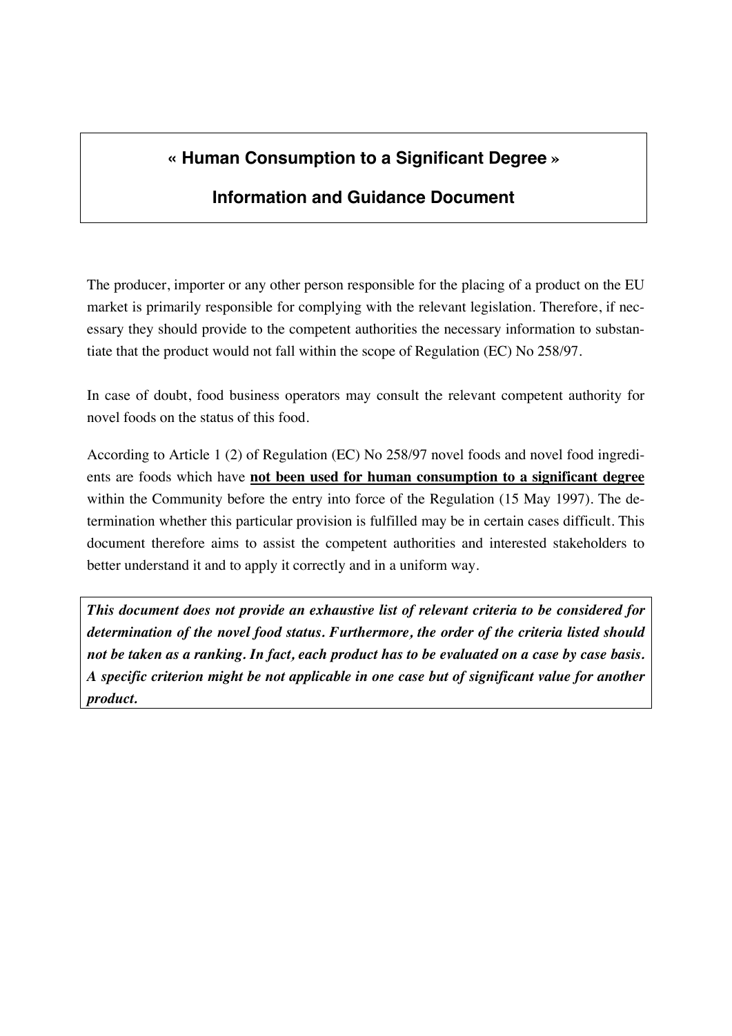# « Human Consumption to a Significant Degree »

## Information and Guidance Document

The producer, importer or any other person responsible for the placing of a product on the EU market is primarily responsible for complying with the relevant legislation. Therefore, if necessary they should provide to the competent authorities the necessary information to substantiate that the product would not fall within the scope of Regulation (EC) No 258/97.

In case of doubt, food business operators may consult the relevant competent authority for novel foods on the status of this food.

According to Article 1 (2) of Regulation (EC) No 258/97 novel foods and novel food ingredients are foods which have **not been used for human consumption to a significant degree** within the Community before the entry into force of the Regulation (15 May 1997). The determination whether this particular provision is fulfilled may be in certain cases difficult. This document therefore aims to assist the competent authorities and interested stakeholders to better understand it and to apply it correctly and in a uniform way.

***This document does not provide an exhaustive list of relevant criteria to be considered for determination of the novel food status. Furthermore, the order of the criteria listed should not be taken as a ranking. In fact, each product has to be evaluated on a case by case basis. A specific criterion might be not applicable in one case but of significant value for another product.***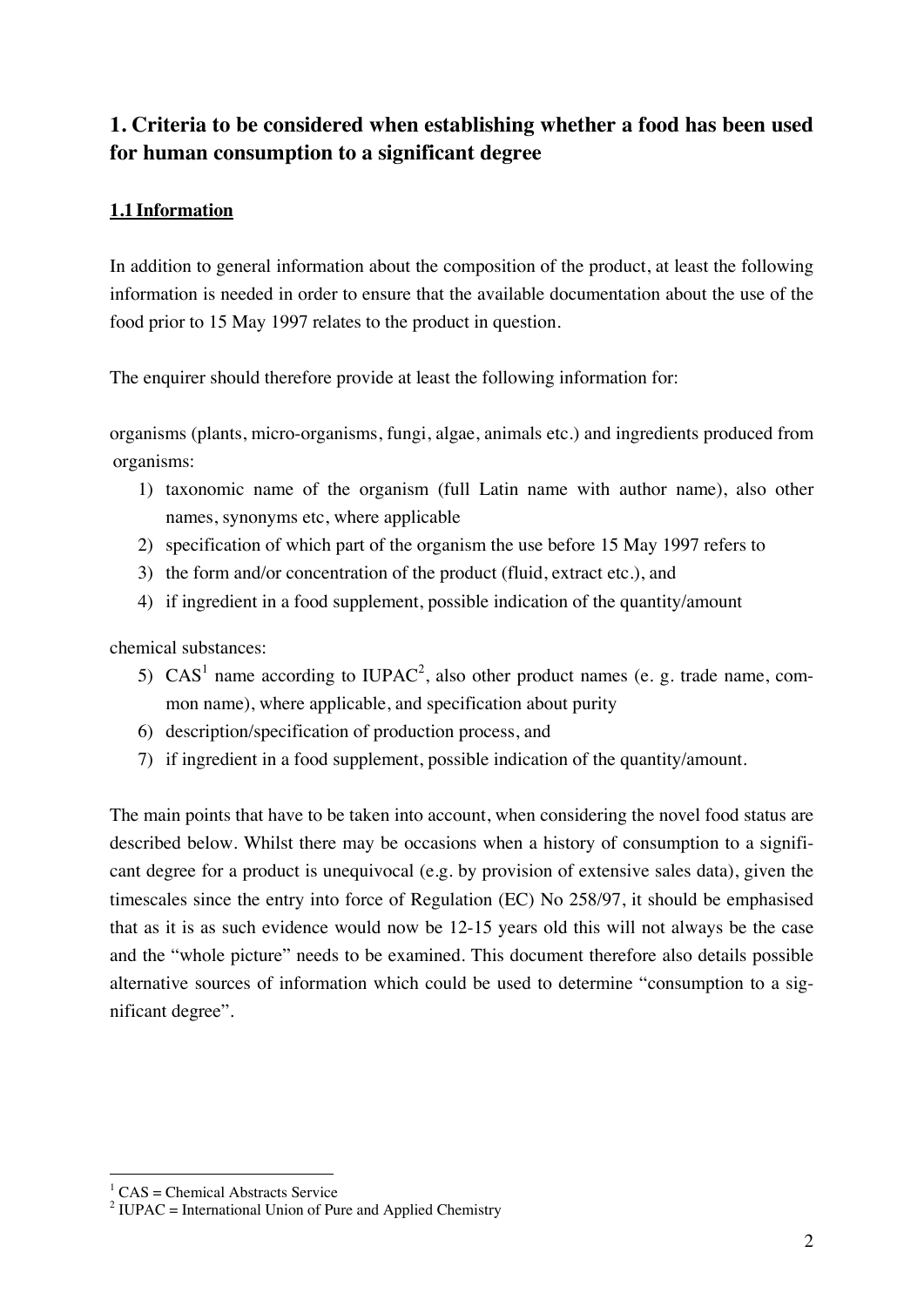## 1. Criteria to be considered when establishing whether a food has been used for human consumption to a significant degree

### 1.1 Information

In addition to general information about the composition of the product, at least the following information is needed in order to ensure that the available documentation about the use of the food prior to 15 May 1997 relates to the product in question.

The enquirer should therefore provide at least the following information for:

organisms (plants, micro-organisms, fungi, algae, animals etc.) and ingredients produced from organisms:

1) taxonomic name of the organism (full Latin name with author name), also other names, synonyms etc, where applicable
2) specification of which part of the organism the use before 15 May 1997 refers to
3) the form and/or concentration of the product (fluid, extract etc.), and
4) if ingredient in a food supplement, possible indication of the quantity/amount

chemical substances:

5) CAS[1] name according to IUPAC[2], also other product names (e. g. trade name, common name), where applicable, and specification about purity
6) description/specification of production process, and
7) if ingredient in a food supplement, possible indication of the quantity/amount.

The main points that have to be taken into account, when considering the novel food status are described below. Whilst there may be occasions when a history of consumption to a significant degree for a product is unequivocal (e.g. by provision of extensive sales data), given the timescales since the entry into force of Regulation (EC) No 258/97, it should be emphasised that as it is as such evidence would now be 12-15 years old this will not always be the case and the "whole picture" needs to be examined. This document therefore also details possible alternative sources of information which could be used to determine "consumption to a significant degree".

[1] CAS = Chemical Abstracts Service

[2] IUPAC = International Union of Pure and Applied Chemistry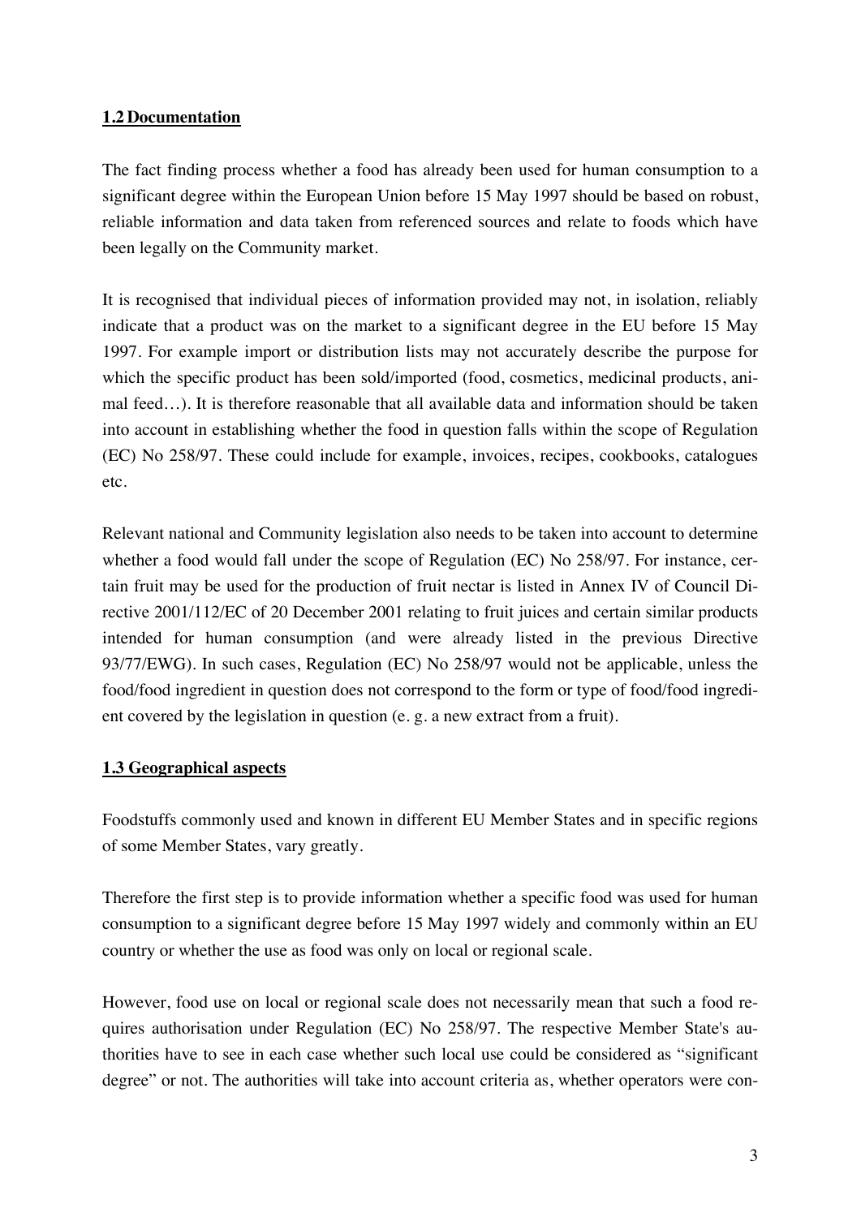## 1.2 Documentation

The fact finding process whether a food has already been used for human consumption to a significant degree within the European Union before 15 May 1997 should be based on robust, reliable information and data taken from referenced sources and relate to foods which have been legally on the Community market.

It is recognised that individual pieces of information provided may not, in isolation, reliably indicate that a product was on the market to a significant degree in the EU before 15 May 1997. For example import or distribution lists may not accurately describe the purpose for which the specific product has been sold/imported (food, cosmetics, medicinal products, animal feed…). It is therefore reasonable that all available data and information should be taken into account in establishing whether the food in question falls within the scope of Regulation (EC) No 258/97. These could include for example, invoices, recipes, cookbooks, catalogues etc.

Relevant national and Community legislation also needs to be taken into account to determine whether a food would fall under the scope of Regulation (EC) No 258/97. For instance, certain fruit may be used for the production of fruit nectar is listed in Annex IV of Council Directive 2001/112/EC of 20 December 2001 relating to fruit juices and certain similar products intended for human consumption (and were already listed in the previous Directive 93/77/EWG). In such cases, Regulation (EC) No 258/97 would not be applicable, unless the food/food ingredient in question does not correspond to the form or type of food/food ingredient covered by the legislation in question (e. g. a new extract from a fruit).

## 1.3 Geographical aspects

Foodstuffs commonly used and known in different EU Member States and in specific regions of some Member States, vary greatly.

Therefore the first step is to provide information whether a specific food was used for human consumption to a significant degree before 15 May 1997 widely and commonly within an EU country or whether the use as food was only on local or regional scale.

However, food use on local or regional scale does not necessarily mean that such a food requires authorisation under Regulation (EC) No 258/97. The respective Member State's authorities have to see in each case whether such local use could be considered as "significant degree" or not. The authorities will take into account criteria as, whether operators were con-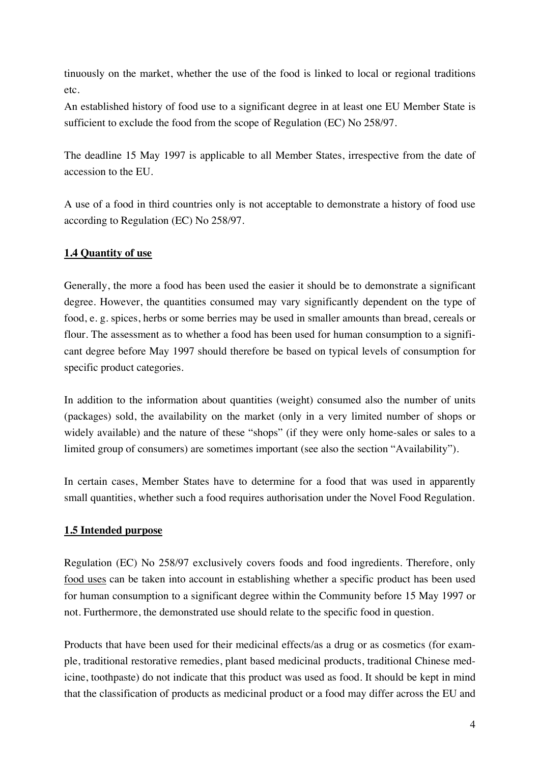tinuously on the market, whether the use of the food is linked to local or regional traditions etc.

An established history of food use to a significant degree in at least one EU Member State is sufficient to exclude the food from the scope of Regulation (EC) No 258/97.

The deadline 15 May 1997 is applicable to all Member States, irrespective from the date of accession to the EU.

A use of a food in third countries only is not acceptable to demonstrate a history of food use according to Regulation (EC) No 258/97.

### 1.4 Quantity of use

Generally, the more a food has been used the easier it should be to demonstrate a significant degree. However, the quantities consumed may vary significantly dependent on the type of food, e. g. spices, herbs or some berries may be used in smaller amounts than bread, cereals or flour. The assessment as to whether a food has been used for human consumption to a significant degree before May 1997 should therefore be based on typical levels of consumption for specific product categories.

In addition to the information about quantities (weight) consumed also the number of units (packages) sold, the availability on the market (only in a very limited number of shops or widely available) and the nature of these "shops" (if they were only home-sales or sales to a limited group of consumers) are sometimes important (see also the section "Availability").

In certain cases, Member States have to determine for a food that was used in apparently small quantities, whether such a food requires authorisation under the Novel Food Regulation.

### 1.5 Intended purpose

Regulation (EC) No 258/97 exclusively covers foods and food ingredients. Therefore, only food uses can be taken into account in establishing whether a specific product has been used for human consumption to a significant degree within the Community before 15 May 1997 or not. Furthermore, the demonstrated use should relate to the specific food in question.

Products that have been used for their medicinal effects/as a drug or as cosmetics (for example, traditional restorative remedies, plant based medicinal products, traditional Chinese medicine, toothpaste) do not indicate that this product was used as food. It should be kept in mind that the classification of products as medicinal product or a food may differ across the EU and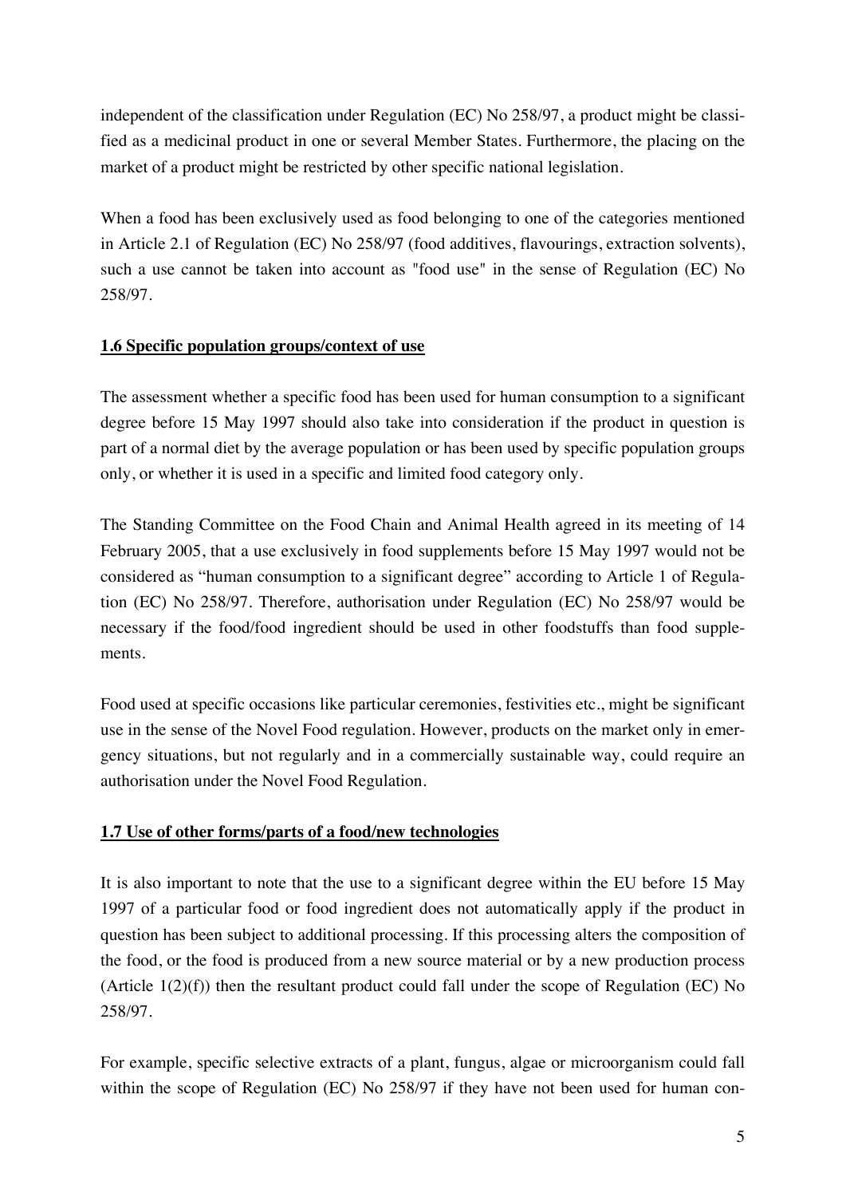independent of the classification under Regulation (EC) No 258/97, a product might be classified as a medicinal product in one or several Member States. Furthermore, the placing on the market of a product might be restricted by other specific national legislation.

When a food has been exclusively used as food belonging to one of the categories mentioned in Article 2.1 of Regulation (EC) No 258/97 (food additives, flavourings, extraction solvents), such a use cannot be taken into account as "food use" in the sense of Regulation (EC) No 258/97.

### 1.6 Specific population groups/context of use

The assessment whether a specific food has been used for human consumption to a significant degree before 15 May 1997 should also take into consideration if the product in question is part of a normal diet by the average population or has been used by specific population groups only, or whether it is used in a specific and limited food category only.

The Standing Committee on the Food Chain and Animal Health agreed in its meeting of 14 February 2005, that a use exclusively in food supplements before 15 May 1997 would not be considered as "human consumption to a significant degree" according to Article 1 of Regulation (EC) No 258/97. Therefore, authorisation under Regulation (EC) No 258/97 would be necessary if the food/food ingredient should be used in other foodstuffs than food supplements.

Food used at specific occasions like particular ceremonies, festivities etc., might be significant use in the sense of the Novel Food regulation. However, products on the market only in emergency situations, but not regularly and in a commercially sustainable way, could require an authorisation under the Novel Food Regulation.

### 1.7 Use of other forms/parts of a food/new technologies

It is also important to note that the use to a significant degree within the EU before 15 May 1997 of a particular food or food ingredient does not automatically apply if the product in question has been subject to additional processing. If this processing alters the composition of the food, or the food is produced from a new source material or by a new production process (Article 1(2)(f)) then the resultant product could fall under the scope of Regulation (EC) No 258/97.

For example, specific selective extracts of a plant, fungus, algae or microorganism could fall within the scope of Regulation (EC) No 258/97 if they have not been used for human con-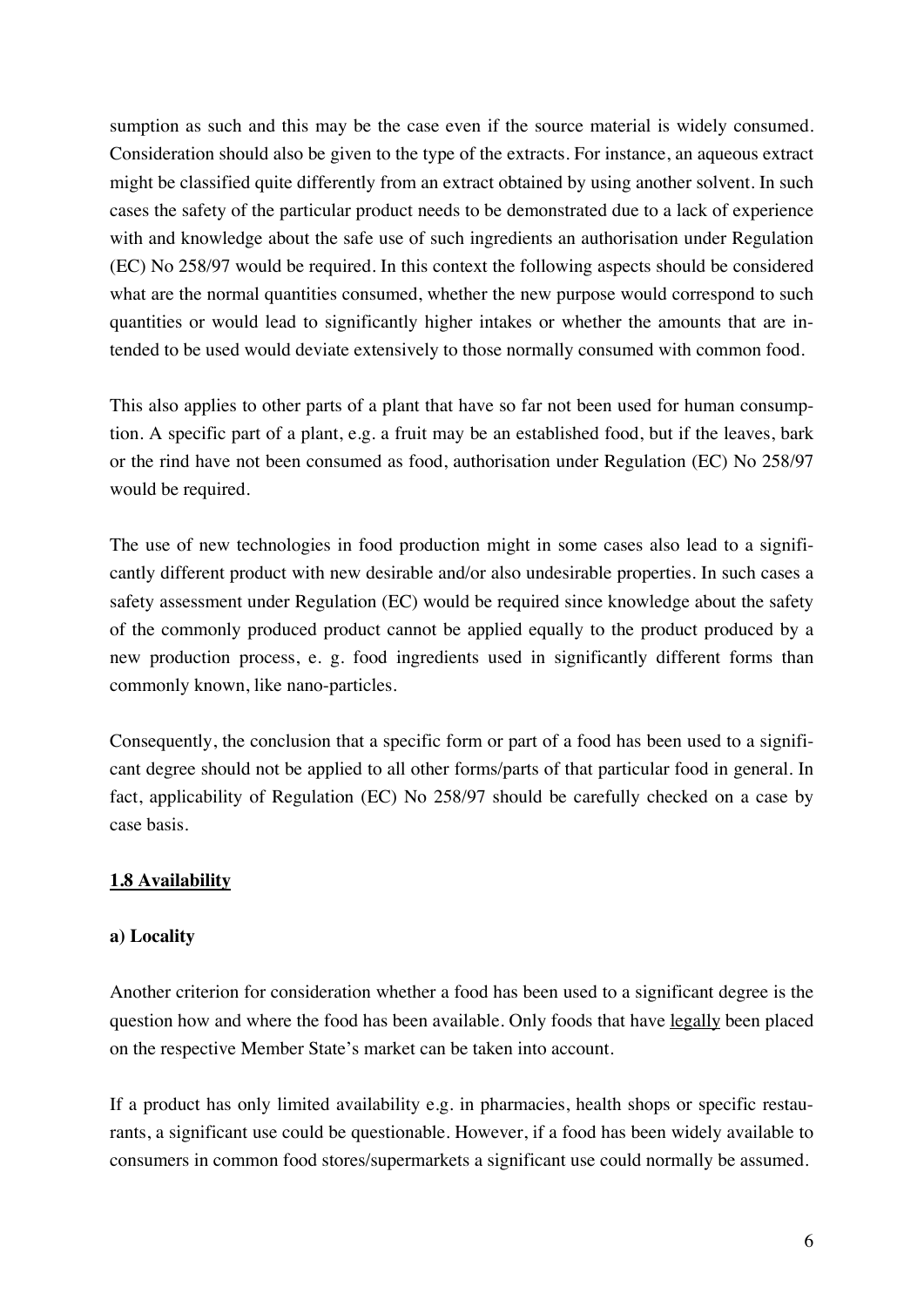sumption as such and this may be the case even if the source material is widely consumed. Consideration should also be given to the type of the extracts. For instance, an aqueous extract might be classified quite differently from an extract obtained by using another solvent. In such cases the safety of the particular product needs to be demonstrated due to a lack of experience with and knowledge about the safe use of such ingredients an authorisation under Regulation (EC) No 258/97 would be required. In this context the following aspects should be considered what are the normal quantities consumed, whether the new purpose would correspond to such quantities or would lead to significantly higher intakes or whether the amounts that are intended to be used would deviate extensively to those normally consumed with common food.

This also applies to other parts of a plant that have so far not been used for human consumption. A specific part of a plant, e.g. a fruit may be an established food, but if the leaves, bark or the rind have not been consumed as food, authorisation under Regulation (EC) No 258/97 would be required.

The use of new technologies in food production might in some cases also lead to a significantly different product with new desirable and/or also undesirable properties. In such cases a safety assessment under Regulation (EC) would be required since knowledge about the safety of the commonly produced product cannot be applied equally to the product produced by a new production process, e. g. food ingredients used in significantly different forms than commonly known, like nano-particles.

Consequently, the conclusion that a specific form or part of a food has been used to a significant degree should not be applied to all other forms/parts of that particular food in general. In fact, applicability of Regulation (EC) No 258/97 should be carefully checked on a case by case basis.

## 1.8 Availability

### a) Locality

Another criterion for consideration whether a food has been used to a significant degree is the question how and where the food has been available. Only foods that have legally been placed on the respective Member State's market can be taken into account.

If a product has only limited availability e.g. in pharmacies, health shops or specific restaurants, a significant use could be questionable. However, if a food has been widely available to consumers in common food stores/supermarkets a significant use could normally be assumed.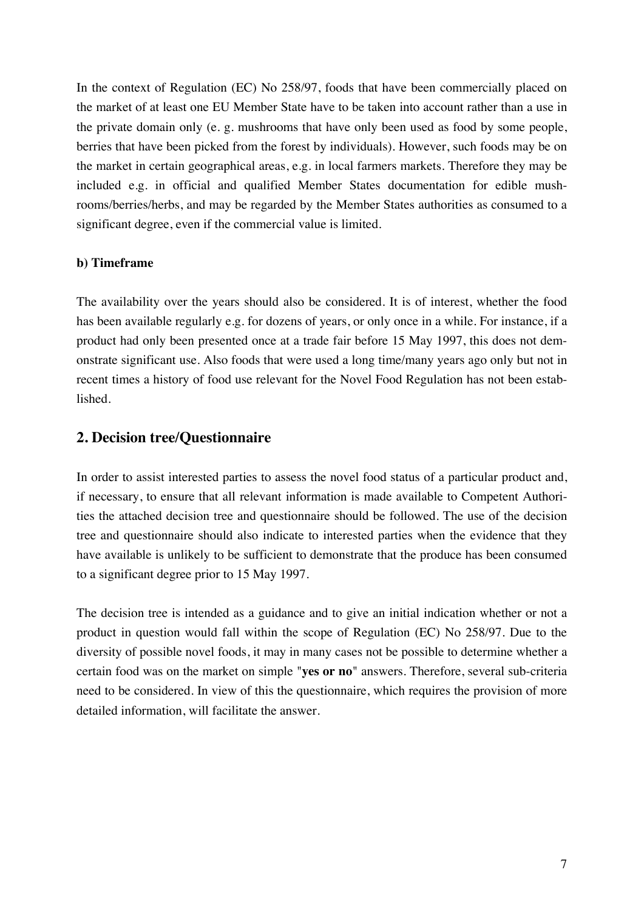In the context of Regulation (EC) No 258/97, foods that have been commercially placed on the market of at least one EU Member State have to be taken into account rather than a use in the private domain only (e. g. mushrooms that have only been used as food by some people, berries that have been picked from the forest by individuals). However, such foods may be on the market in certain geographical areas, e.g. in local farmers markets. Therefore they may be included e.g. in official and qualified Member States documentation for edible mushrooms/berries/herbs, and may be regarded by the Member States authorities as consumed to a significant degree, even if the commercial value is limited.

#### b) Timeframe

The availability over the years should also be considered. It is of interest, whether the food has been available regularly e.g. for dozens of years, or only once in a while. For instance, if a product had only been presented once at a trade fair before 15 May 1997, this does not demonstrate significant use. Also foods that were used a long time/many years ago only but not in recent times a history of food use relevant for the Novel Food Regulation has not been established.

## 2. Decision tree/Questionnaire

In order to assist interested parties to assess the novel food status of a particular product and, if necessary, to ensure that all relevant information is made available to Competent Authorities the attached decision tree and questionnaire should be followed. The use of the decision tree and questionnaire should also indicate to interested parties when the evidence that they have available is unlikely to be sufficient to demonstrate that the produce has been consumed to a significant degree prior to 15 May 1997.

The decision tree is intended as a guidance and to give an initial indication whether or not a product in question would fall within the scope of Regulation (EC) No 258/97. Due to the diversity of possible novel foods, it may in many cases not be possible to determine whether a certain food was on the market on simple "**yes or no**" answers. Therefore, several sub-criteria need to be considered. In view of this the questionnaire, which requires the provision of more detailed information, will facilitate the answer.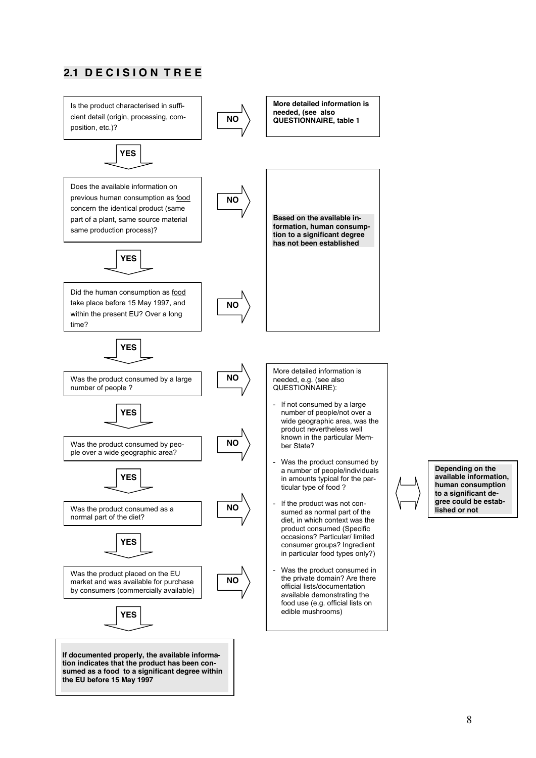## 2.1 DECISION TREE

Is the product characterised in sufficient detail (origin, processing, composition, etc.)?

- **NO** → **More detailed information is needed, (see also QUESTIONNAIRE, table 1**
- **YES** ↓

Does the available information on previous human consumption as food concern the identical product (same part of a plant, same source material same production process)?

- **NO** → **Based on the available information, human consumption to a significant degree has not been established**
- **YES** ↓

Did the human consumption as food take place before 15 May 1997, and within the present EU? Over a long time?

- **NO** → **Based on the available information, human consumption to a significant degree has not been established**
- **YES** ↓

Was the product consumed by a large number of people ?

- **NO** → More detailed information is needed (see below)
- **YES** ↓

Was the product consumed by people over a wide geographic area?

- **NO** → More detailed information is needed (see below)
- **YES** ↓

Was the product consumed as a normal part of the diet?

- **NO** → More detailed information is needed (see below)
- **YES** ↓

Was the product placed on the EU market and was available for purchase by consumers (commercially available)

- **NO** → More detailed information is needed (see below)
- **YES** ↓

**If documented properly, the available information indicates that the product has been consumed as a food to a significant degree within the EU before 15 May 1997**

---

More detailed information is needed, e.g. (see also QUESTIONNAIRE):

- If not consumed by a large number of people/not over a wide geographic area, was the product nevertheless well known in the particular Member State?
- Was the product consumed by a number of people/individuals in amounts typical for the particular type of food ?
- If the product was not consumed as normal part of the diet, in which context was the product consumed (Specific occasions? Particular/ limited consumer groups? Ingredient in particular food types only?)
- Was the product consumed in the private domain? Are there official lists/documentation available demonstrating the food use (e.g. official lists on edible mushrooms)

⇔ **Depending on the available information, human consumption to a significant degree could be established or not**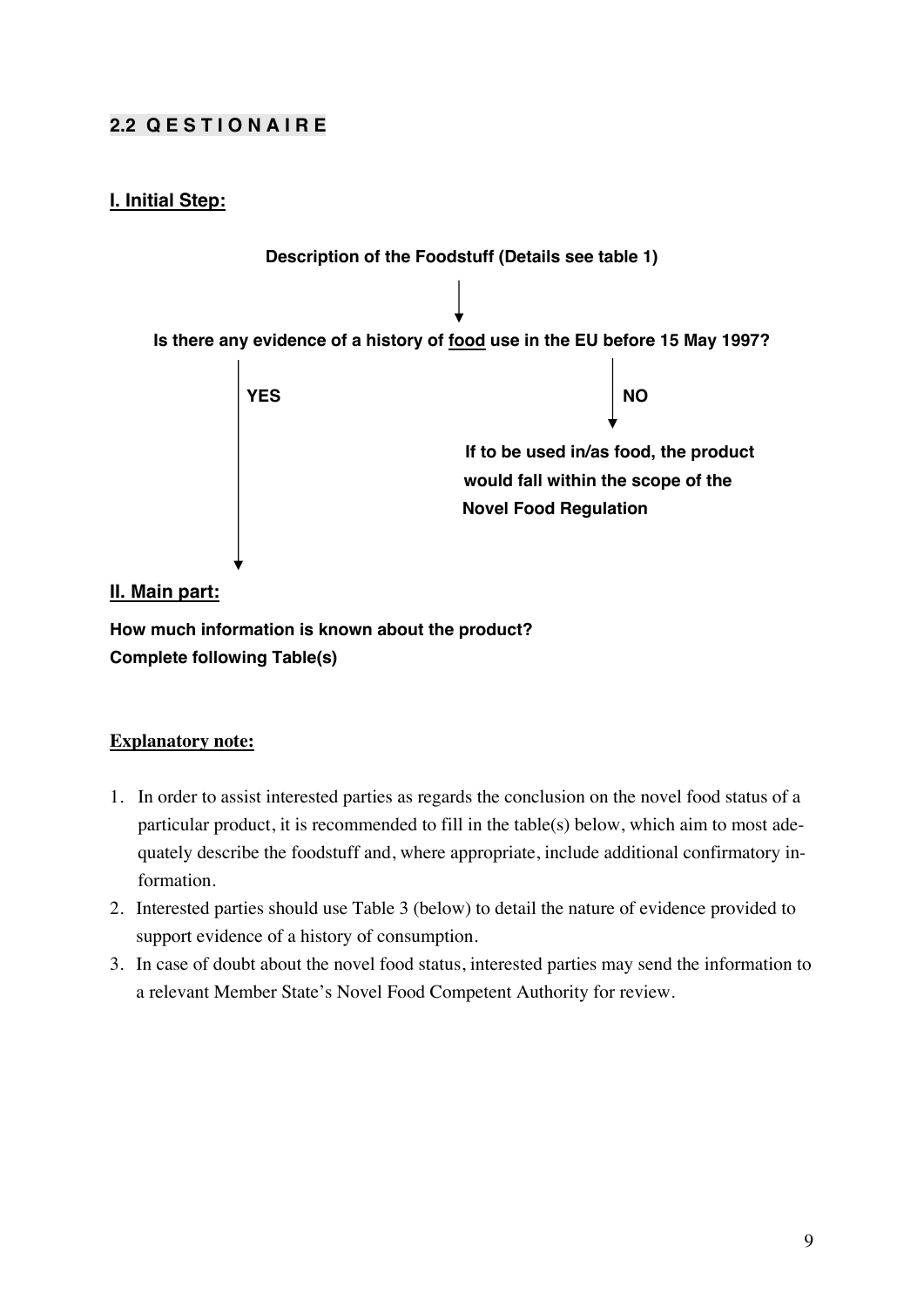## 2.2 Q E S T I O N A I R E

### I. Initial Step:

**Description of the Foodstuff (Details see table 1)**

↓

**Is there any evidence of a history of food use in the EU before 15 May 1997?**

**YES** ↓

**NO** ↓ **If to be used in/as food, the product would fall within the scope of the Novel Food Regulation**

### II. Main part:

**How much information is known about the product?**
**Complete following Table(s)**

**Explanatory note:**

1. In order to assist interested parties as regards the conclusion on the novel food status of a particular product, it is recommended to fill in the table(s) below, which aim to most adequately describe the foodstuff and, where appropriate, include additional confirmatory information.
2. Interested parties should use Table 3 (below) to detail the nature of evidence provided to support evidence of a history of consumption.
3. In case of doubt about the novel food status, interested parties may send the information to a relevant Member State's Novel Food Competent Authority for review.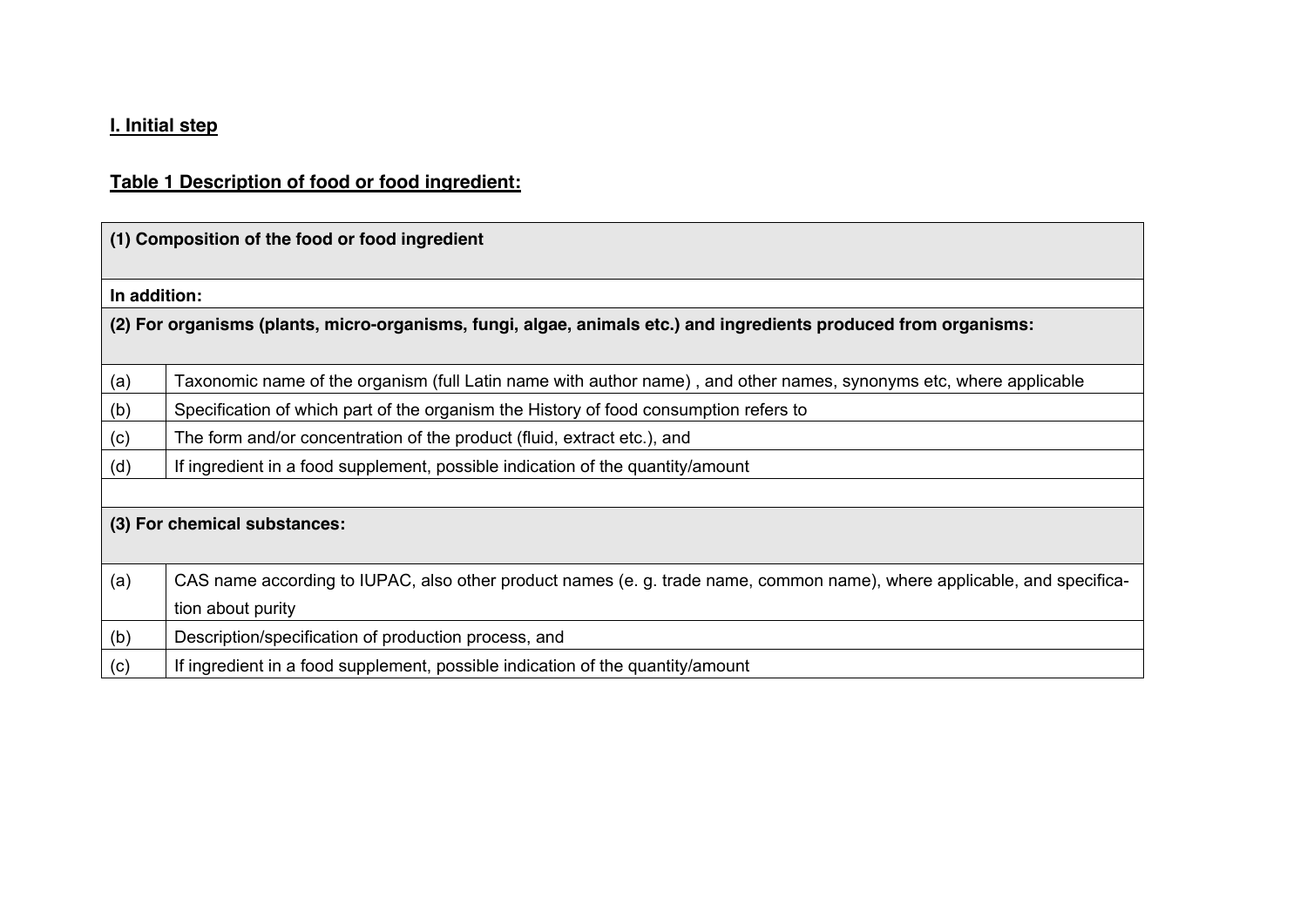**I. Initial step**

**Table 1 Description of food or food ingredient:**

| | |
|---|---|
| **(1) Composition of the food or food ingredient** | |
| **In addition:** | |
| **(2) For organisms (plants, micro-organisms, fungi, algae, animals etc.) and ingredients produced from organisms:** | |
| (a) | Taxonomic name of the organism (full Latin name with author name) , and other names, synonyms etc, where applicable |
| (b) | Specification of which part of the organism the History of food consumption refers to |
| (c) | The form and/or concentration of the product (fluid, extract etc.), and |
| (d) | If ingredient in a food supplement, possible indication of the quantity/amount |
| | |
| **(3) For chemical substances:** | |
| (a) | CAS name according to IUPAC, also other product names (e. g. trade name, common name), where applicable, and specification about purity |
| (b) | Description/specification of production process, and |
| (c) | If ingredient in a food supplement, possible indication of the quantity/amount |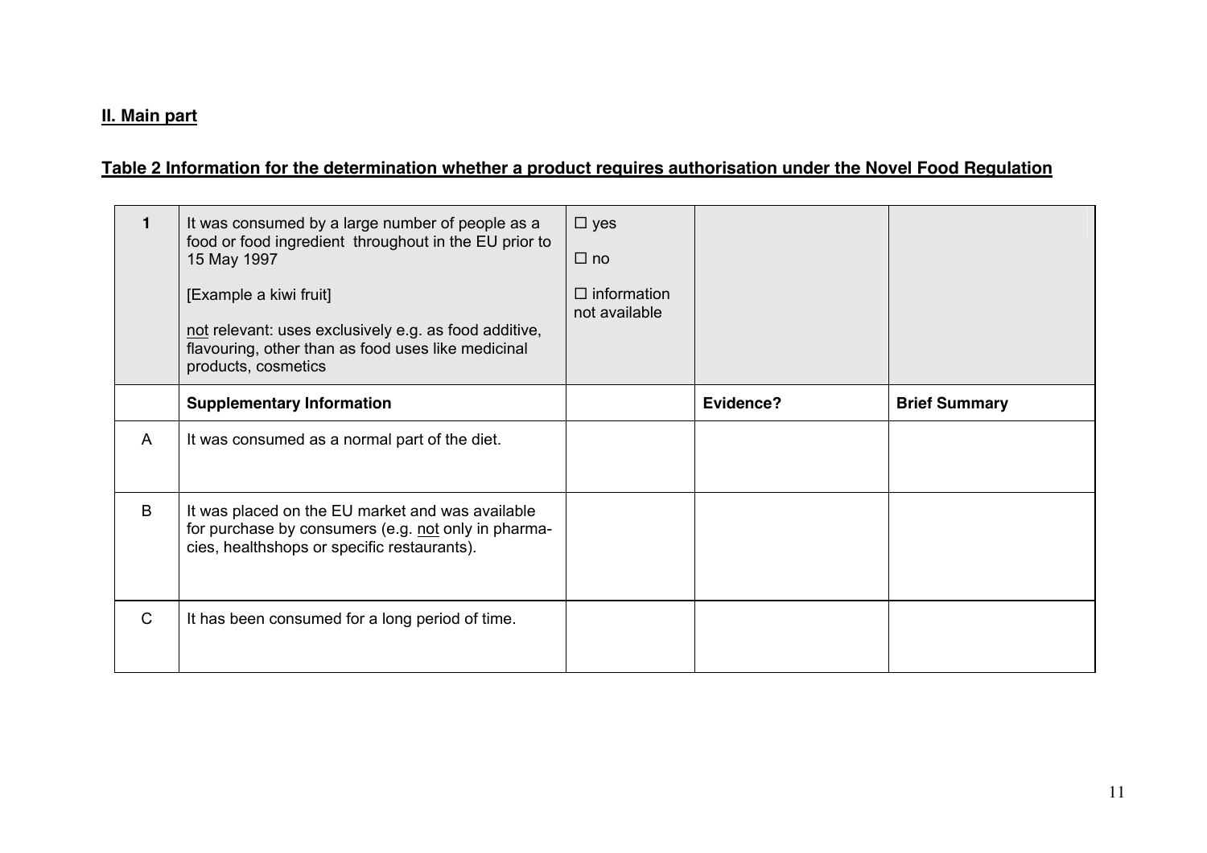**II. Main part**

**Table 2 Information for the determination whether a product requires authorisation under the Novel Food Regulation**

| **1** | It was consumed by a large number of people as a food or food ingredient throughout in the EU prior to 15 May 1997<br><br>[Example a kiwi fruit]<br><br>not relevant: uses exclusively e.g. as food additive, flavouring, other than as food uses like medicinal products, cosmetics | ☐ yes<br><br>☐ no<br><br>☐ information not available | | |
|---|---|---|---|---|
| | **Supplementary Information** | | **Evidence?** | **Brief Summary** |
| A | It was consumed as a normal part of the diet. | | | |
| B | It was placed on the EU market and was available for purchase by consumers (e.g. not only in pharmacies, healthshops or specific restaurants). | | | |
| C | It has been consumed for a long period of time. | | | |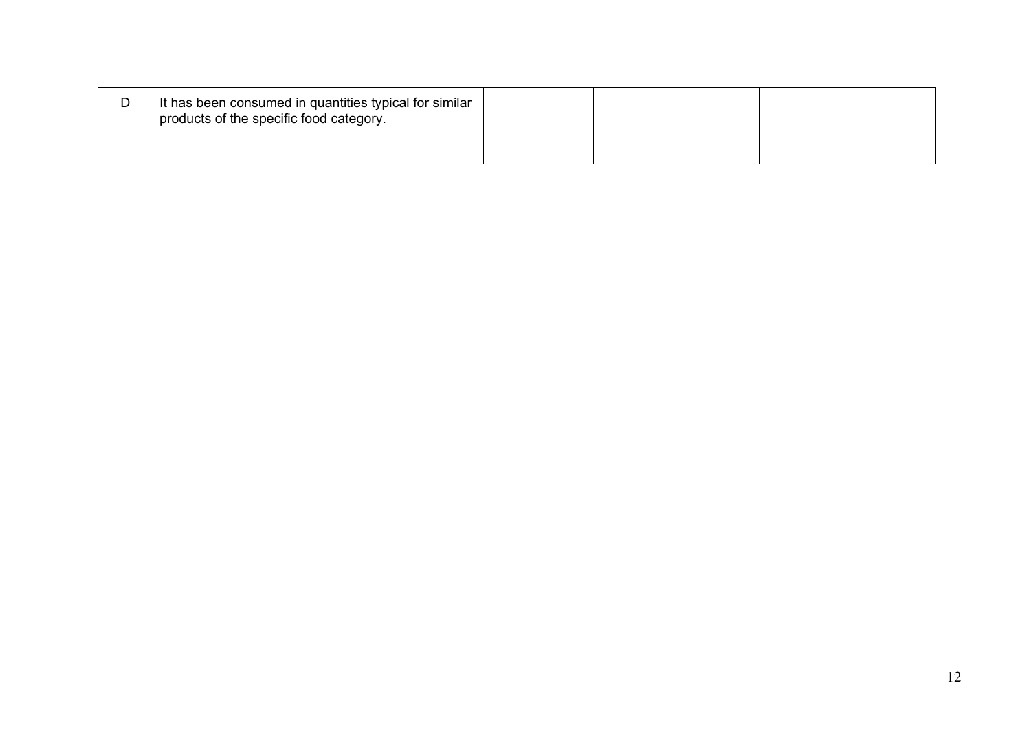| | | | | |
|---|---|---|---|---|
| D | It has been consumed in quantities typical for similar products of the specific food category. | | | |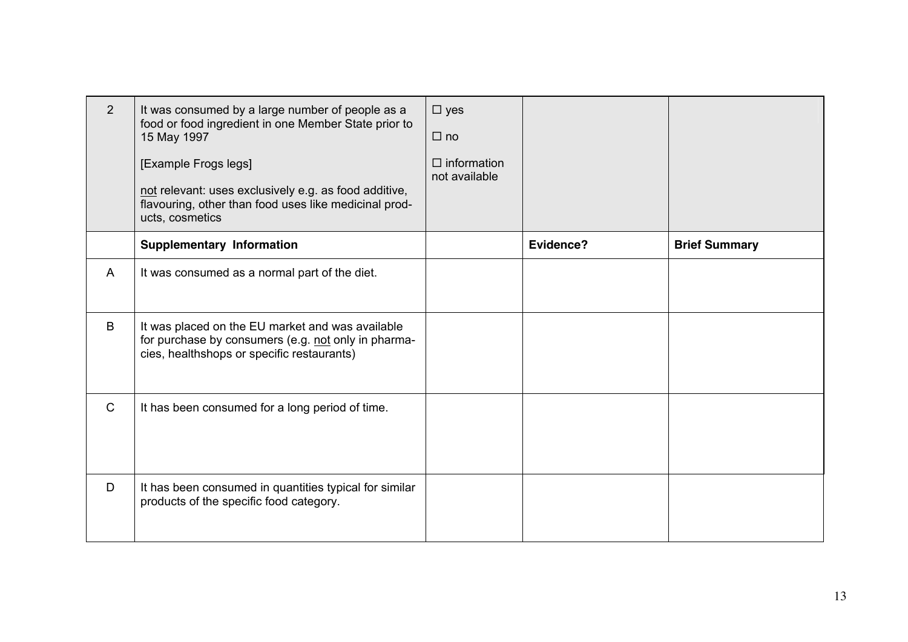| 2 | It was consumed by a large number of people as a food or food ingredient in one Member State prior to 15 May 1997<br><br>[Example Frogs legs]<br><br><u>not</u> relevant: uses exclusively e.g. as food additive, flavouring, other than food uses like medicinal products, cosmetics | ☐ yes<br><br>☐ no<br><br>☐ information not available | | |
|---|---|---|---|---|
| | **Supplementary Information** | | **Evidence?** | **Brief Summary** |
| A | It was consumed as a normal part of the diet. | | | |
| B | It was placed on the EU market and was available for purchase by consumers (e.g. <u>not</u> only in pharmacies, healthshops or specific restaurants) | | | |
| C | It has been consumed for a long period of time. | | | |
| D | It has been consumed in quantities typical for similar products of the specific food category. | | | |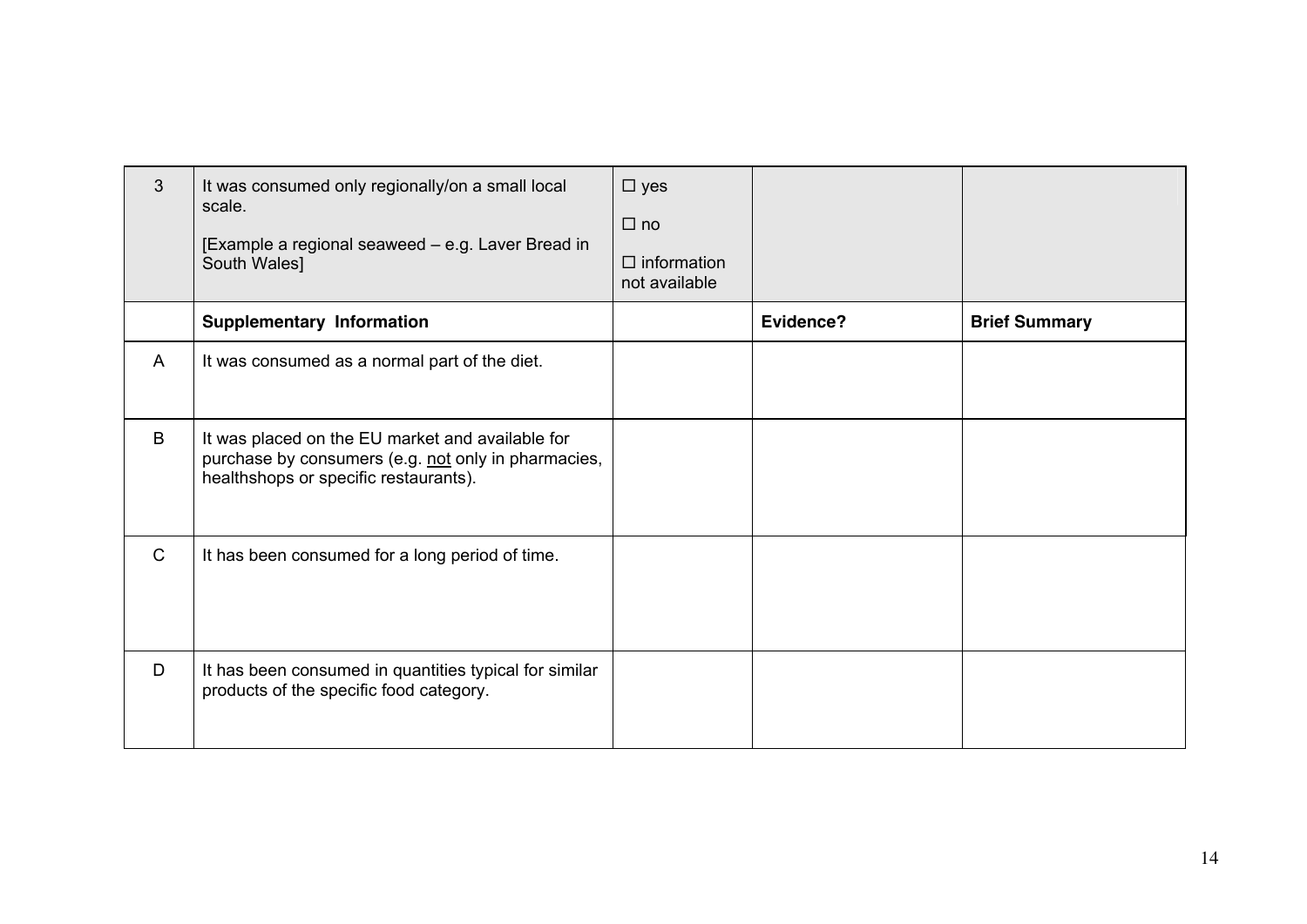| 3 | It was consumed only regionally/on a small local scale.<br><br>[Example a regional seaweed – e.g. Laver Bread in South Wales] | ☐ yes<br><br>☐ no<br><br>☐ information not available | | |
|---|---|---|---|---|
| | **Supplementary Information** | | **Evidence?** | **Brief Summary** |
| A | It was consumed as a normal part of the diet. | | | |
| B | It was placed on the EU market and available for purchase by consumers (e.g. <u>not</u> only in pharmacies, healthshops or specific restaurants). | | | |
| C | It has been consumed for a long period of time. | | | |
| D | It has been consumed in quantities typical for similar products of the specific food category. | | | |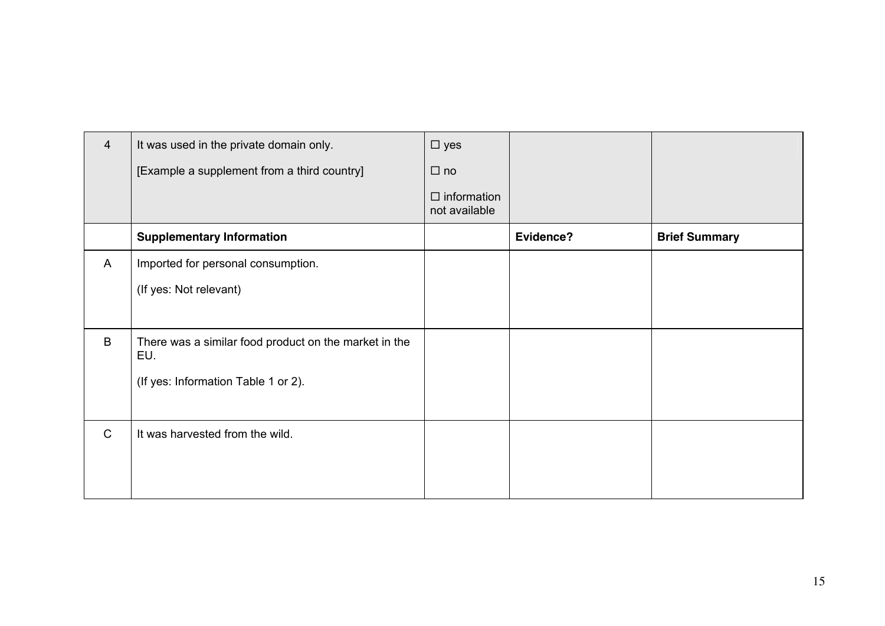| 4 | It was used in the private domain only.<br><br>[Example a supplement from a third country] | ☐ yes<br><br>☐ no<br><br>☐ information not available | | |
|---|---|---|---|---|
| | **Supplementary Information** | | **Evidence?** | **Brief Summary** |
| A | Imported for personal consumption.<br><br>(If yes: Not relevant) | | | |
| B | There was a similar food product on the market in the EU.<br><br>(If yes: Information Table 1 or 2). | | | |
| C | It was harvested from the wild. | | | |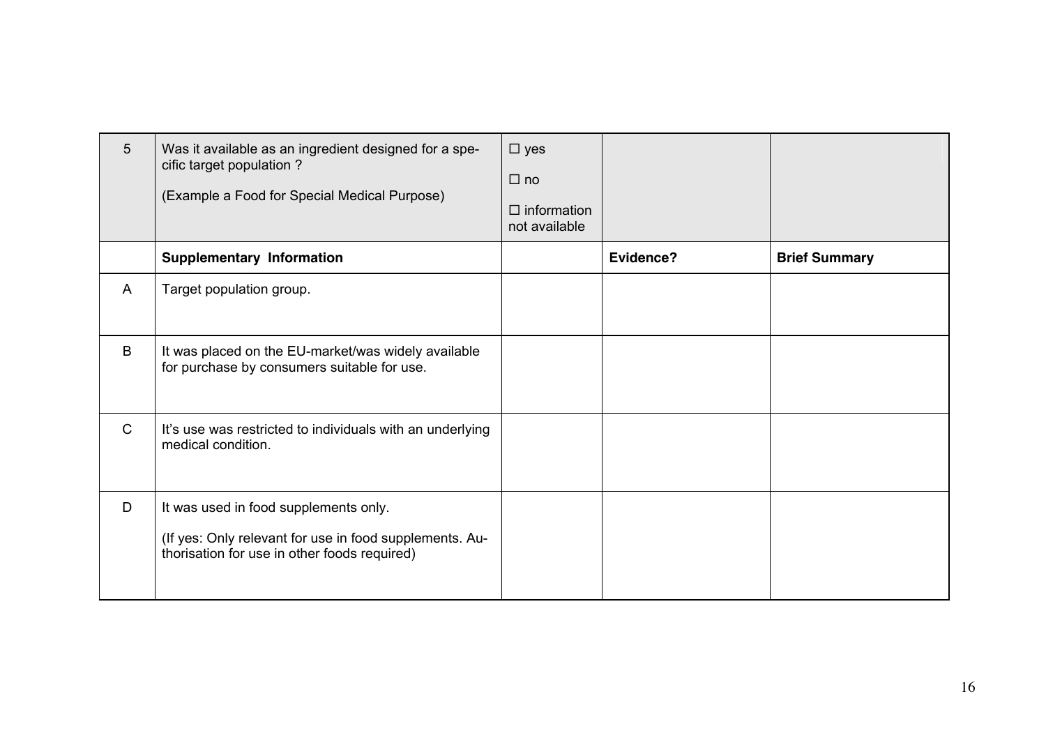| 5 | Was it available as an ingredient designed for a specific target population ?<br><br>(Example a Food for Special Medical Purpose) | ☐ yes<br><br>☐ no<br><br>☐ information not available | | |
|---|---|---|---|---|
| | **Supplementary Information** | | **Evidence?** | **Brief Summary** |
| A | Target population group. | | | |
| B | It was placed on the EU-market/was widely available for purchase by consumers suitable for use. | | | |
| C | It's use was restricted to individuals with an underlying medical condition. | | | |
| D | It was used in food supplements only.<br><br>(If yes: Only relevant for use in food supplements. Authorisation for use in other foods required) | | | |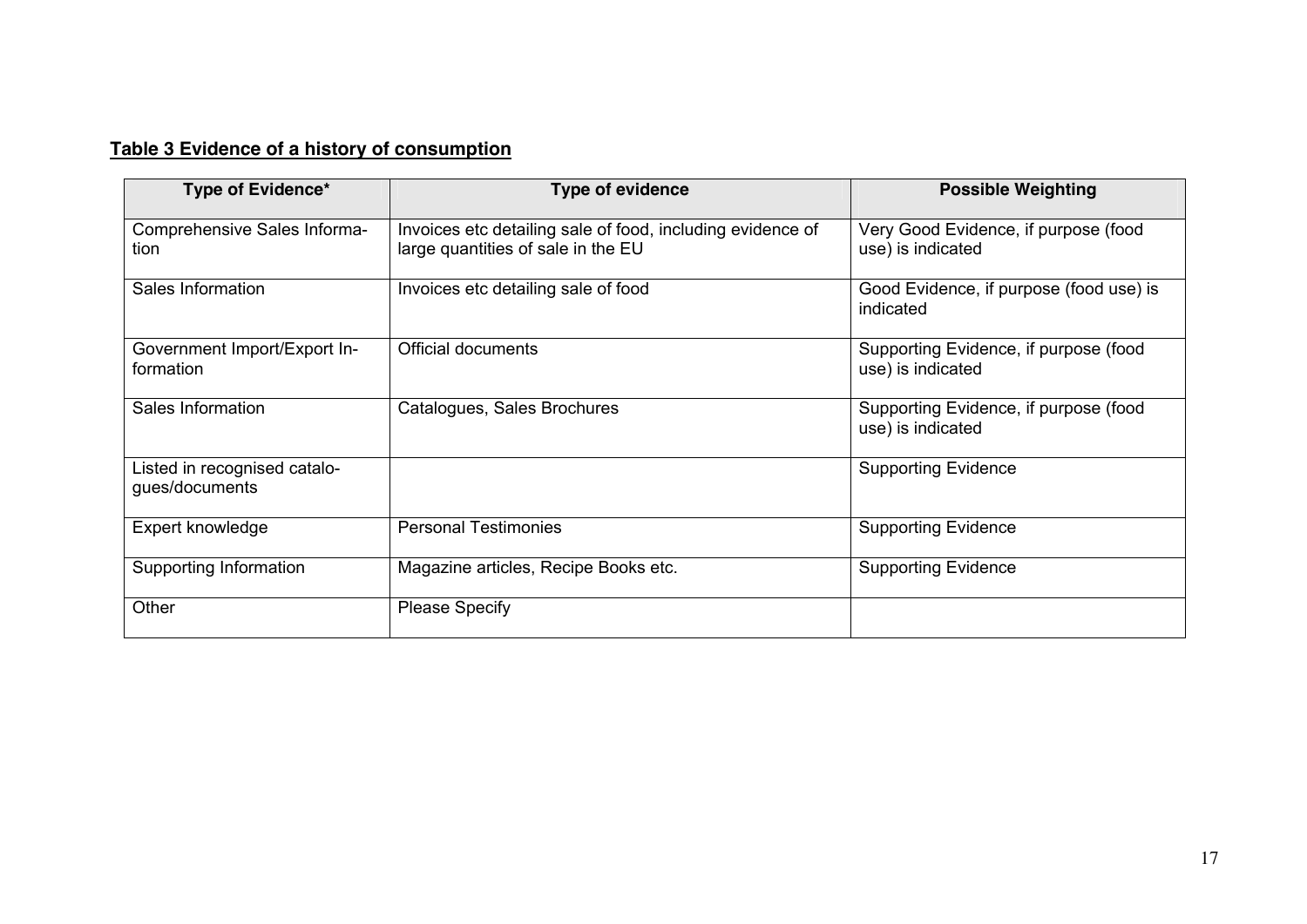**Table 3 Evidence of a history of consumption**

| Type of Evidence* | Type of evidence | Possible Weighting |
|---|---|---|
| Comprehensive Sales Information | Invoices etc detailing sale of food, including evidence of large quantities of sale in the EU | Very Good Evidence, if purpose (food use) is indicated |
| Sales Information | Invoices etc detailing sale of food | Good Evidence, if purpose (food use) is indicated |
| Government Import/Export Information | Official documents | Supporting Evidence, if purpose (food use) is indicated |
| Sales Information | Catalogues, Sales Brochures | Supporting Evidence, if purpose (food use) is indicated |
| Listed in recognised catalogues/documents | | Supporting Evidence |
| Expert knowledge | Personal Testimonies | Supporting Evidence |
| Supporting Information | Magazine articles, Recipe Books etc. | Supporting Evidence |
| Other | Please Specify | |